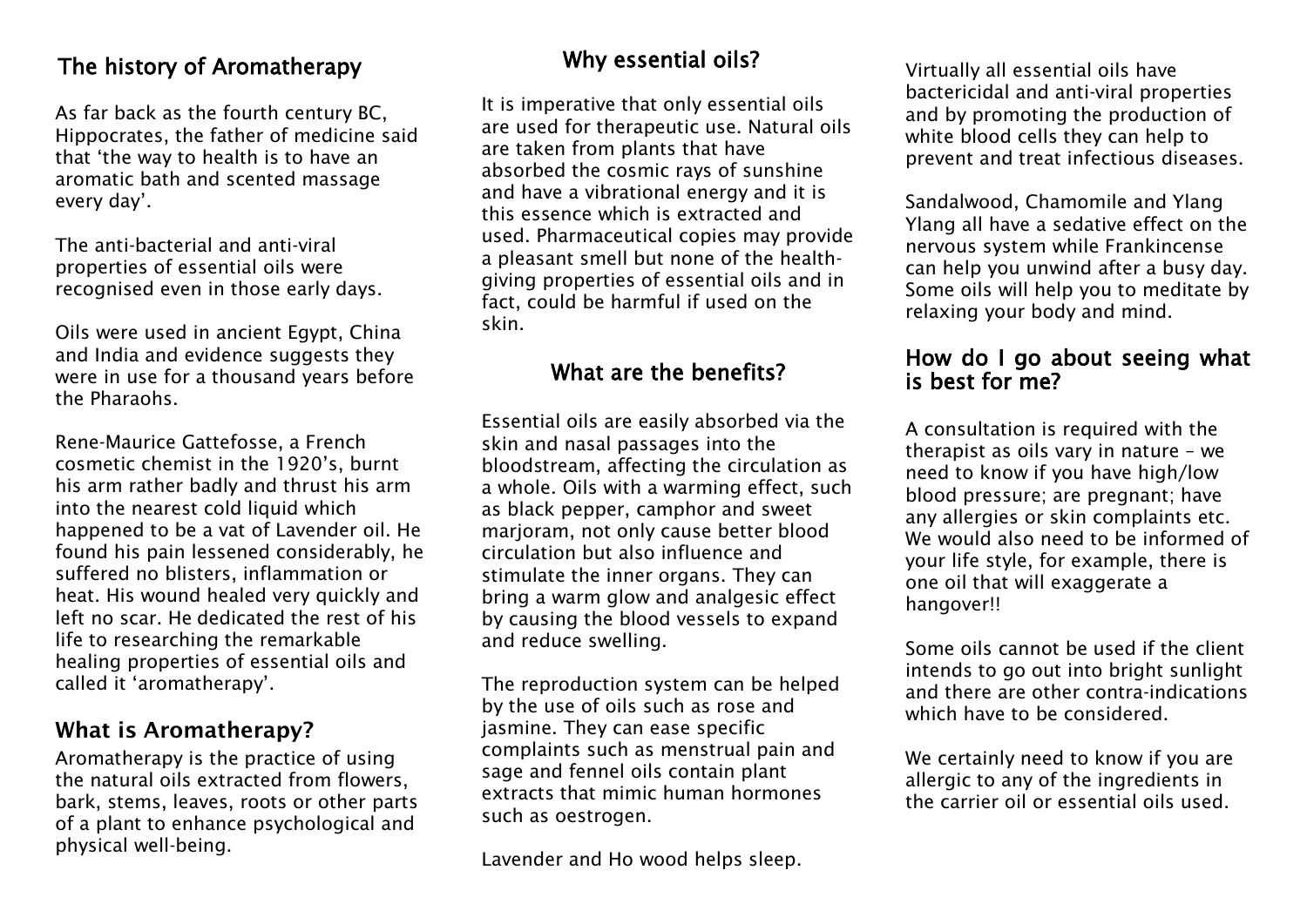## The history of Aromatherapy

As far back as the fourth century BC, Hippocrates, the father of medicine said that 'the way to health is to have an aromatic bath and scented massage every day'.

The anti-bacterial and anti-viral properties of essential oils were recognised even in those early days.

Oils were used in ancient Egypt, China and India and evidence suggests they were in use for a thousand years before the Pharaohs.

Rene-Maurice Gattefosse, a French cosmetic chemist in the 1920's, burnt his arm rather badly and thrust his arm into the nearest cold liquid which happened to be a vat of Lavender oil. He found his pain lessened considerably, he suffered no blisters, inflammation or heat. His wound healed very quickly and left no scar. He dedicated the rest of his life to researching the remarkable healing properties of essential oils and called it 'aromatherapy'.

## What is Aromatherapy?

Aromatherapy is the practice of using the natural oils extracted from flowers, bark, stems, leaves, roots or other parts of a plant to enhance psychological and physical well-being.

## Why essential oils?

It is imperative that only essential oils are used for therapeutic use. Natural oils are taken from plants that have absorbed the cosmic rays of sunshine and have a vibrational energy and it is this essence which is extracted and used. Pharmaceutical copies may provide a pleasant smell but none of the health-giving properties of essential oils and in fact, could be harmful if used on the skin.

## What are the benefits?

Essential oils are easily absorbed via the skin and nasal passages into the bloodstream, affecting the circulation as a whole. Oils with a warming effect, such as black pepper, camphor and sweet marjoram, not only cause better blood circulation but also influence and stimulate the inner organs. They can bring a warm glow and analgesic effect by causing the blood vessels to expand and reduce swelling.

The reproduction system can be helped by the use of oils such as rose and jasmine. They can ease specific complaints such as menstrual pain and sage and fennel oils contain plant extracts that mimic human hormones such as oestrogen.

Lavender and Ho wood helps sleep.

Virtually all essential oils have bactericidal and anti-viral properties and by promoting the production of white blood cells they can help to prevent and treat infectious diseases.

Sandalwood, Chamomile and Ylang Ylang all have a sedative effect on the nervous system while Frankincense can help you unwind after a busy day. Some oils will help you to meditate by relaxing your body and mind.

## How do I go about seeing what is best for me?

A consultation is required with the therapist as oils vary in nature – we need to know if you have high/low blood pressure; are pregnant; have any allergies or skin complaints etc. We would also need to be informed of your life style, for example, there is one oil that will exaggerate a hangover!!

Some oils cannot be used if the client intends to go out into bright sunlight and there are other contra-indications which have to be considered.

We certainly need to know if you are allergic to any of the ingredients in the carrier oil or essential oils used.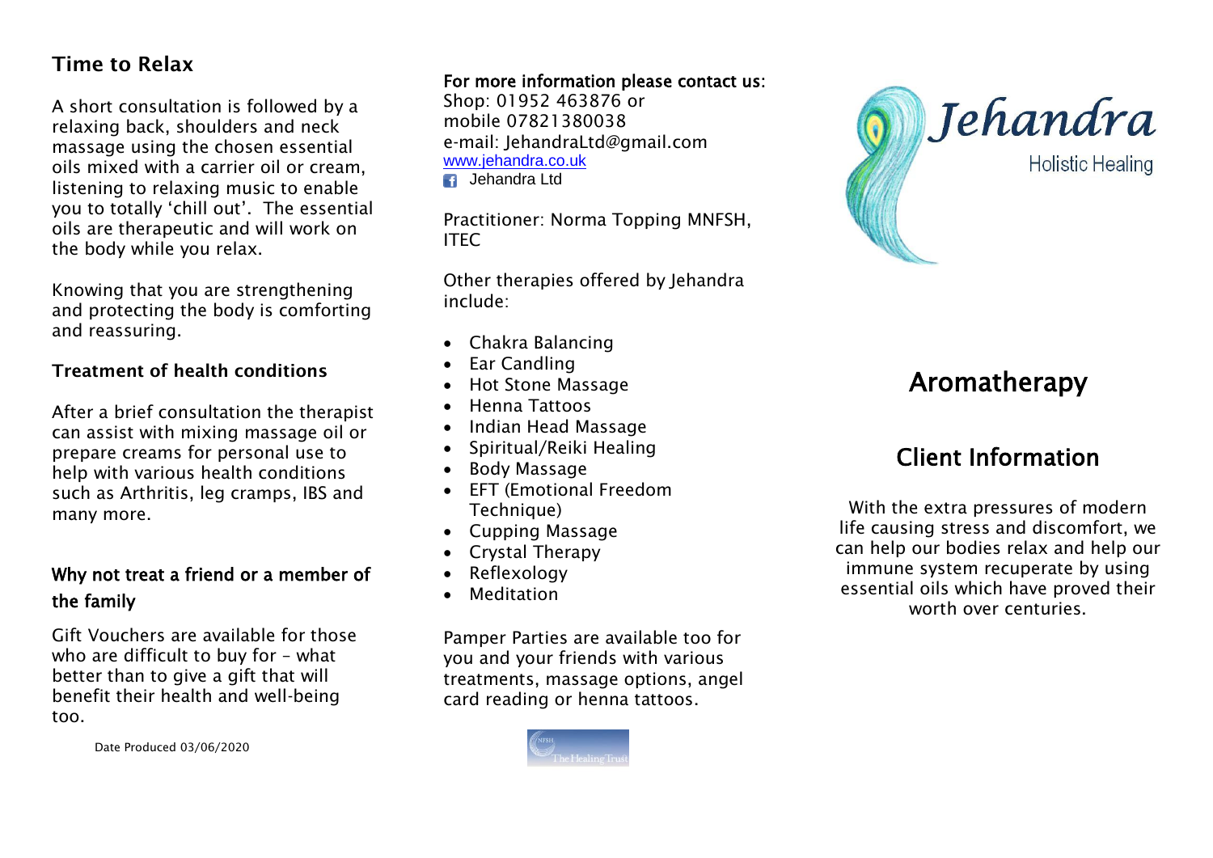## Time to Relax

A short consultation is followed by a relaxing back, shoulders and neck massage using the chosen essential oils mixed with a carrier oil or cream, listening to relaxing music to enable you to totally 'chill out'. The essential oils are therapeutic and will work on the body while you relax.

Knowing that you are strengthening and protecting the body is comforting and reassuring.

### Treatment of health conditions

After a brief consultation the therapist can assist with mixing massage oil or prepare creams for personal use to help with various health conditions such as Arthritis, leg cramps, IBS and many more.

### Why not treat a friend or a member of the family

Gift Vouchers are available for those who are difficult to buy for – what better than to give a gift that will benefit their health and well-being too.

Date Produced 03/06/2020

**For more information please contact us:**
Shop: 01952 463876 or
mobile 07821380038
e-mail: JehandraLtd@gmail.com
www.jehandra.co.uk
Jehandra Ltd

Practitioner: Norma Topping MNFSH, ITEC

Other therapies offered by Jehandra include:

- Chakra Balancing
- Ear Candling
- Hot Stone Massage
- Henna Tattoos
- Indian Head Massage
- Spiritual/Reiki Healing
- Body Massage
- EFT (Emotional Freedom Technique)
- Cupping Massage
- Crystal Therapy
- Reflexology
- Meditation

Pamper Parties are available too for you and your friends with various treatments, massage options, angel card reading or henna tattoos.

NFSH The Healing Trust

Jehandra
Holistic Healing

# Aromatherapy

## Client Information

With the extra pressures of modern life causing stress and discomfort, we can help our bodies relax and help our immune system recuperate by using essential oils which have proved their worth over centuries.